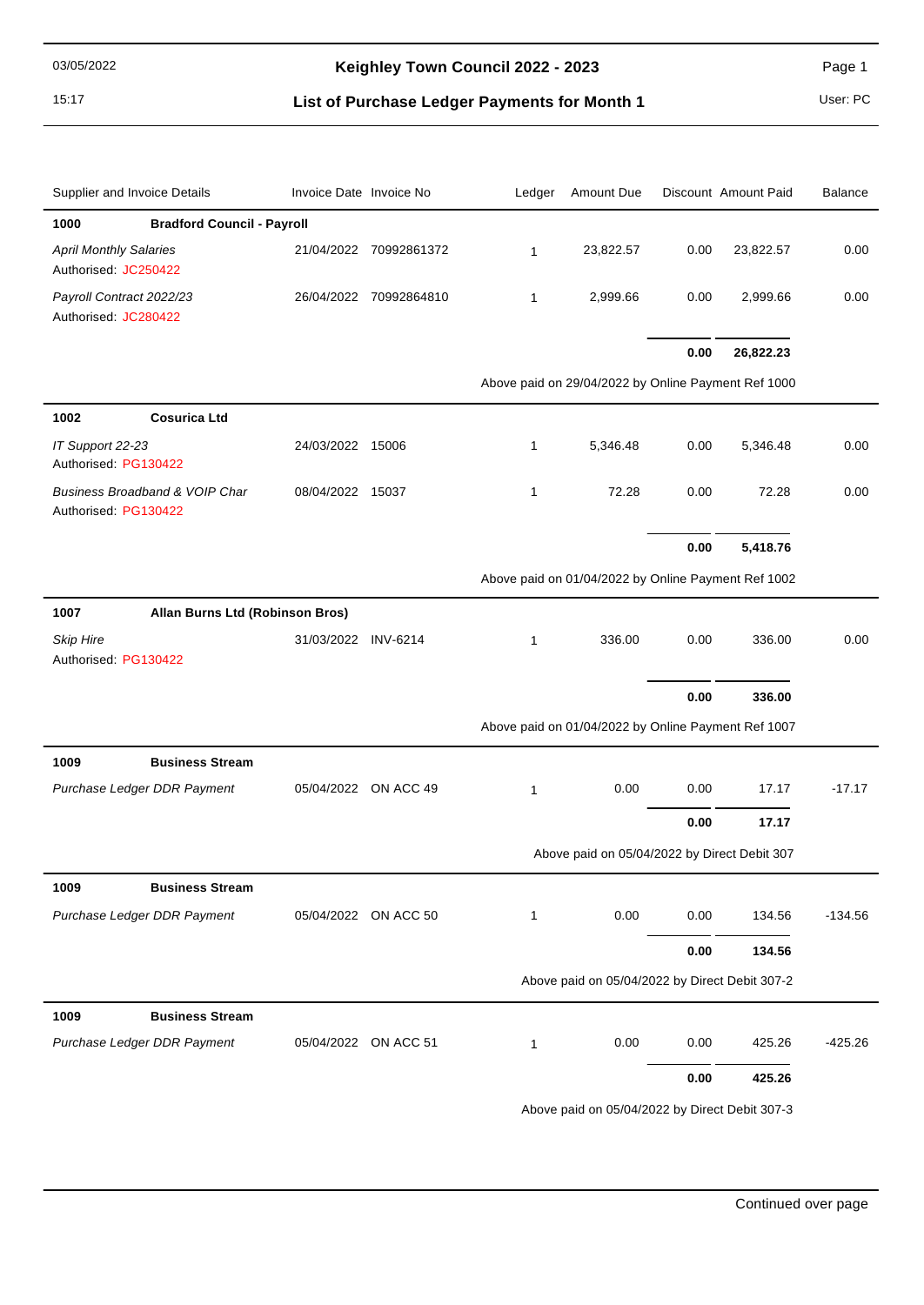03/05/2022

15:17

# Keighley Town Council 2022 - 2023

## List of Purchase Ledger Payments for Month 1

User: PC

| Supplier and Invoice Details | Invoice Date | Invoice No | Ledger | Amount Due | Discount | Amount Paid | Balance |
|---|---|---|---|---|---|---|---|
| **1000** **Bradford Council - Payroll** | | | | | | | |
| *April Monthly Salaries* Authorised: JC250422 | 21/04/2022 | 70992861372 | 1 | 23,822.57 | 0.00 | 23,822.57 | 0.00 |
| *Payroll Contract 2022/23* Authorised: JC280422 | 26/04/2022 | 70992864810 | 1 | 2,999.66 | 0.00 | 2,999.66 | 0.00 |
| | | | | | **0.00** | **26,822.23** | |
| | | | Above paid on 29/04/2022 by Online Payment Ref 1000 | | | | |
| **1002** **Cosurica Ltd** | | | | | | | |
| *IT Support 22-23* Authorised: PG130422 | 24/03/2022 | 15006 | 1 | 5,346.48 | 0.00 | 5,346.48 | 0.00 |
| *Business Broadband & VOIP Char* Authorised: PG130422 | 08/04/2022 | 15037 | 1 | 72.28 | 0.00 | 72.28 | 0.00 |
| | | | | | **0.00** | **5,418.76** | |
| | | | Above paid on 01/04/2022 by Online Payment Ref 1002 | | | | |
| **1007** **Allan Burns Ltd (Robinson Bros)** | | | | | | | |
| *Skip Hire* Authorised: PG130422 | 31/03/2022 | INV-6214 | 1 | 336.00 | 0.00 | 336.00 | 0.00 |
| | | | | | **0.00** | **336.00** | |
| | | | Above paid on 01/04/2022 by Online Payment Ref 1007 | | | | |
| **1009** **Business Stream** | | | | | | | |
| *Purchase Ledger DDR Payment* | 05/04/2022 | ON ACC 49 | 1 | 0.00 | 0.00 | 17.17 | -17.17 |
| | | | | | **0.00** | **17.17** | |
| | | | Above paid on 05/04/2022 by Direct Debit 307 | | | | |
| **1009** **Business Stream** | | | | | | | |
| *Purchase Ledger DDR Payment* | 05/04/2022 | ON ACC 50 | 1 | 0.00 | 0.00 | 134.56 | -134.56 |
| | | | | | **0.00** | **134.56** | |
| | | | Above paid on 05/04/2022 by Direct Debit 307-2 | | | | |
| **1009** **Business Stream** | | | | | | | |
| *Purchase Ledger DDR Payment* | 05/04/2022 | ON ACC 51 | 1 | 0.00 | 0.00 | 425.26 | -425.26 |
| | | | | | **0.00** | **425.26** | |
| | | | Above paid on 05/04/2022 by Direct Debit 307-3 | | | | |

Continued over page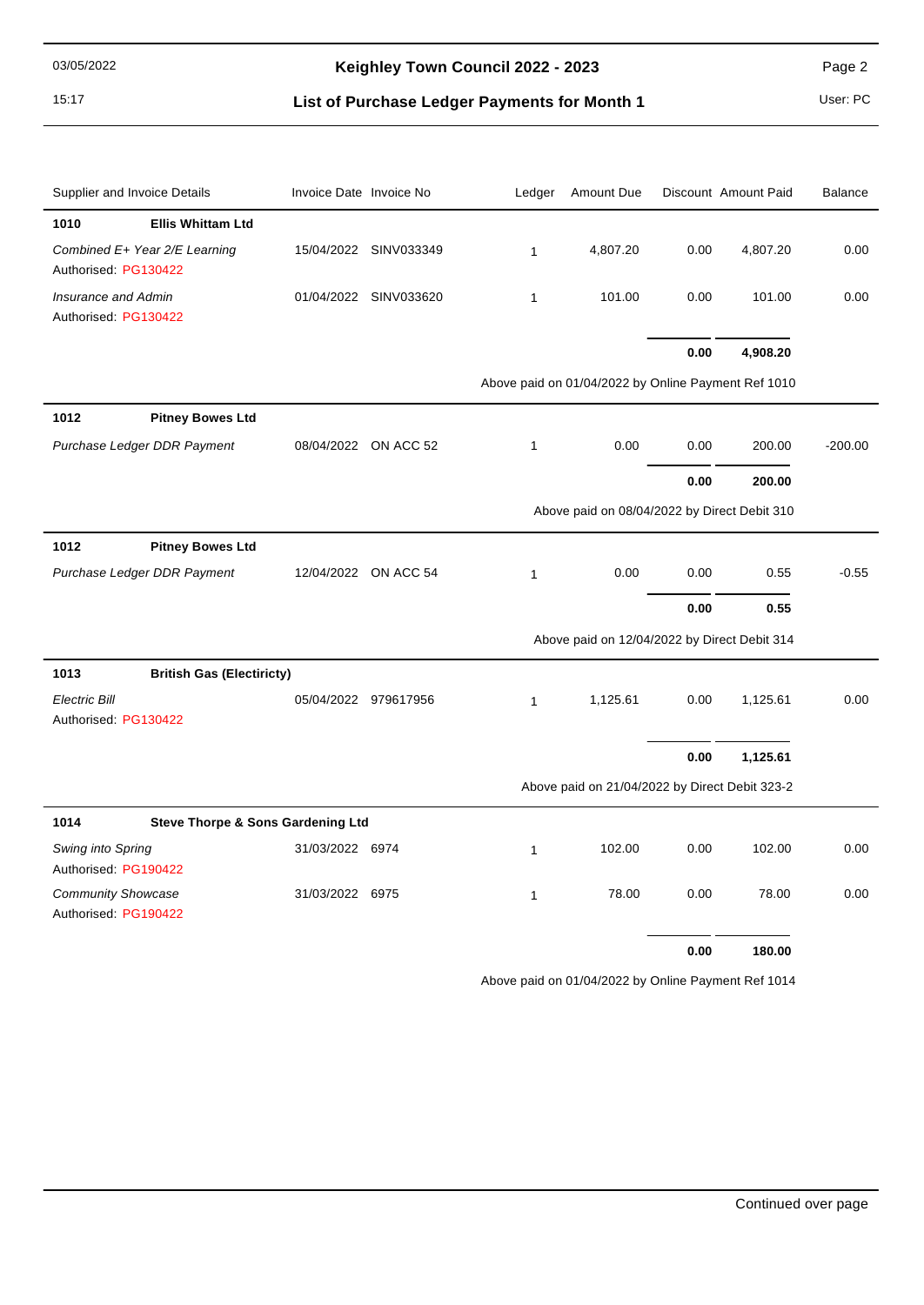# Keighley Town Council 2022 - 2023

## List of Purchase Ledger Payments for Month 1

| Supplier and Invoice Details | Invoice Date | Invoice No | Ledger | Amount Due | Discount | Amount Paid | Balance |
|---|---|---|---|---|---|---|---|
| **1010 Ellis Whittam Ltd** | | | | | | | |
| *Combined E+ Year 2/E Learning* Authorised: PG130422 | 15/04/2022 | SINV033349 | 1 | 4,807.20 | 0.00 | 4,807.20 | 0.00 |
| *Insurance and Admin* Authorised: PG130422 | 01/04/2022 | SINV033620 | 1 | 101.00 | 0.00 | 101.00 | 0.00 |
| | | | | | **0.00** | **4,908.20** | |
| | | | Above paid on 01/04/2022 by Online Payment Ref 1010 | | | | |
| **1012 Pitney Bowes Ltd** | | | | | | | |
| *Purchase Ledger DDR Payment* | 08/04/2022 | ON ACC 52 | 1 | 0.00 | 0.00 | 200.00 | -200.00 |
| | | | | | **0.00** | **200.00** | |
| | | | Above paid on 08/04/2022 by Direct Debit 310 | | | | |
| **1012 Pitney Bowes Ltd** | | | | | | | |
| *Purchase Ledger DDR Payment* | 12/04/2022 | ON ACC 54 | 1 | 0.00 | 0.00 | 0.55 | -0.55 |
| | | | | | **0.00** | **0.55** | |
| | | | Above paid on 12/04/2022 by Direct Debit 314 | | | | |
| **1013 British Gas (Electiricty)** | | | | | | | |
| *Electric Bill* Authorised: PG130422 | 05/04/2022 | 979617956 | 1 | 1,125.61 | 0.00 | 1,125.61 | 0.00 |
| | | | | | **0.00** | **1,125.61** | |
| | | | Above paid on 21/04/2022 by Direct Debit 323-2 | | | | |
| **1014 Steve Thorpe & Sons Gardening Ltd** | | | | | | | |
| *Swing into Spring* Authorised: PG190422 | 31/03/2022 | 6974 | 1 | 102.00 | 0.00 | 102.00 | 0.00 |
| *Community Showcase* Authorised: PG190422 | 31/03/2022 | 6975 | 1 | 78.00 | 0.00 | 78.00 | 0.00 |
| | | | | | **0.00** | **180.00** | |
| | | | Above paid on 01/04/2022 by Online Payment Ref 1014 | | | | |

Continued over page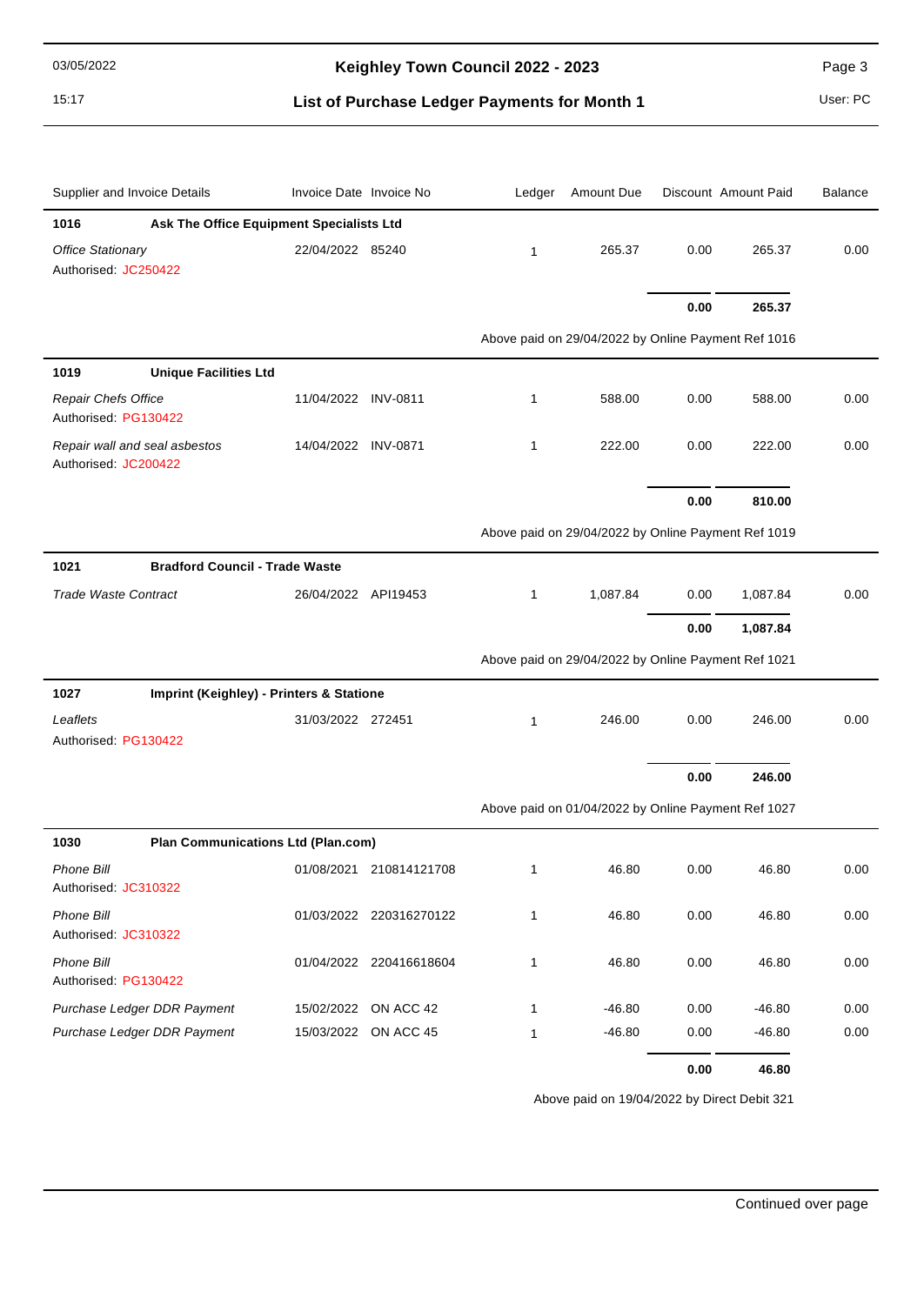# Keighley Town Council 2022 - 2023

## List of Purchase Ledger Payments for Month 1

03/05/2022 15:17 — User: PC

| Supplier and Invoice Details | Invoice Date | Invoice No | Ledger | Amount Due | Discount | Amount Paid | Balance |
|---|---|---|---|---|---|---|---|
| **1016 Ask The Office Equipment Specialists Ltd** | | | | | | | |
| *Office Stationary* Authorised: JC250422 | 22/04/2022 | 85240 | 1 | 265.37 | 0.00 | 265.37 | 0.00 |
| | | | | | **0.00** | **265.37** | |
| | | | Above paid on 29/04/2022 by Online Payment Ref 1016 | | | | |
| **1019 Unique Facilities Ltd** | | | | | | | |
| *Repair Chefs Office* Authorised: PG130422 | 11/04/2022 | INV-0811 | 1 | 588.00 | 0.00 | 588.00 | 0.00 |
| *Repair wall and seal asbestos* Authorised: JC200422 | 14/04/2022 | INV-0871 | 1 | 222.00 | 0.00 | 222.00 | 0.00 |
| | | | | | **0.00** | **810.00** | |
| | | | Above paid on 29/04/2022 by Online Payment Ref 1019 | | | | |
| **1021 Bradford Council - Trade Waste** | | | | | | | |
| *Trade Waste Contract* | 26/04/2022 | API19453 | 1 | 1,087.84 | 0.00 | 1,087.84 | 0.00 |
| | | | | | **0.00** | **1,087.84** | |
| | | | Above paid on 29/04/2022 by Online Payment Ref 1021 | | | | |
| **1027 Imprint (Keighley) - Printers & Statione** | | | | | | | |
| *Leaflets* Authorised: PG130422 | 31/03/2022 | 272451 | 1 | 246.00 | 0.00 | 246.00 | 0.00 |
| | | | | | **0.00** | **246.00** | |
| | | | Above paid on 01/04/2022 by Online Payment Ref 1027 | | | | |
| **1030 Plan Communications Ltd (Plan.com)** | | | | | | | |
| *Phone Bill* Authorised: JC310322 | 01/08/2021 | 210814121708 | 1 | 46.80 | 0.00 | 46.80 | 0.00 |
| *Phone Bill* Authorised: JC310322 | 01/03/2022 | 220316270122 | 1 | 46.80 | 0.00 | 46.80 | 0.00 |
| *Phone Bill* Authorised: PG130422 | 01/04/2022 | 220416618604 | 1 | 46.80 | 0.00 | 46.80 | 0.00 |
| *Purchase Ledger DDR Payment* | 15/02/2022 | ON ACC 42 | 1 | -46.80 | 0.00 | -46.80 | 0.00 |
| *Purchase Ledger DDR Payment* | 15/03/2022 | ON ACC 45 | 1 | -46.80 | 0.00 | -46.80 | 0.00 |
| | | | | | **0.00** | **46.80** | |
| | | | Above paid on 19/04/2022 by Direct Debit 321 | | | | |

Continued over page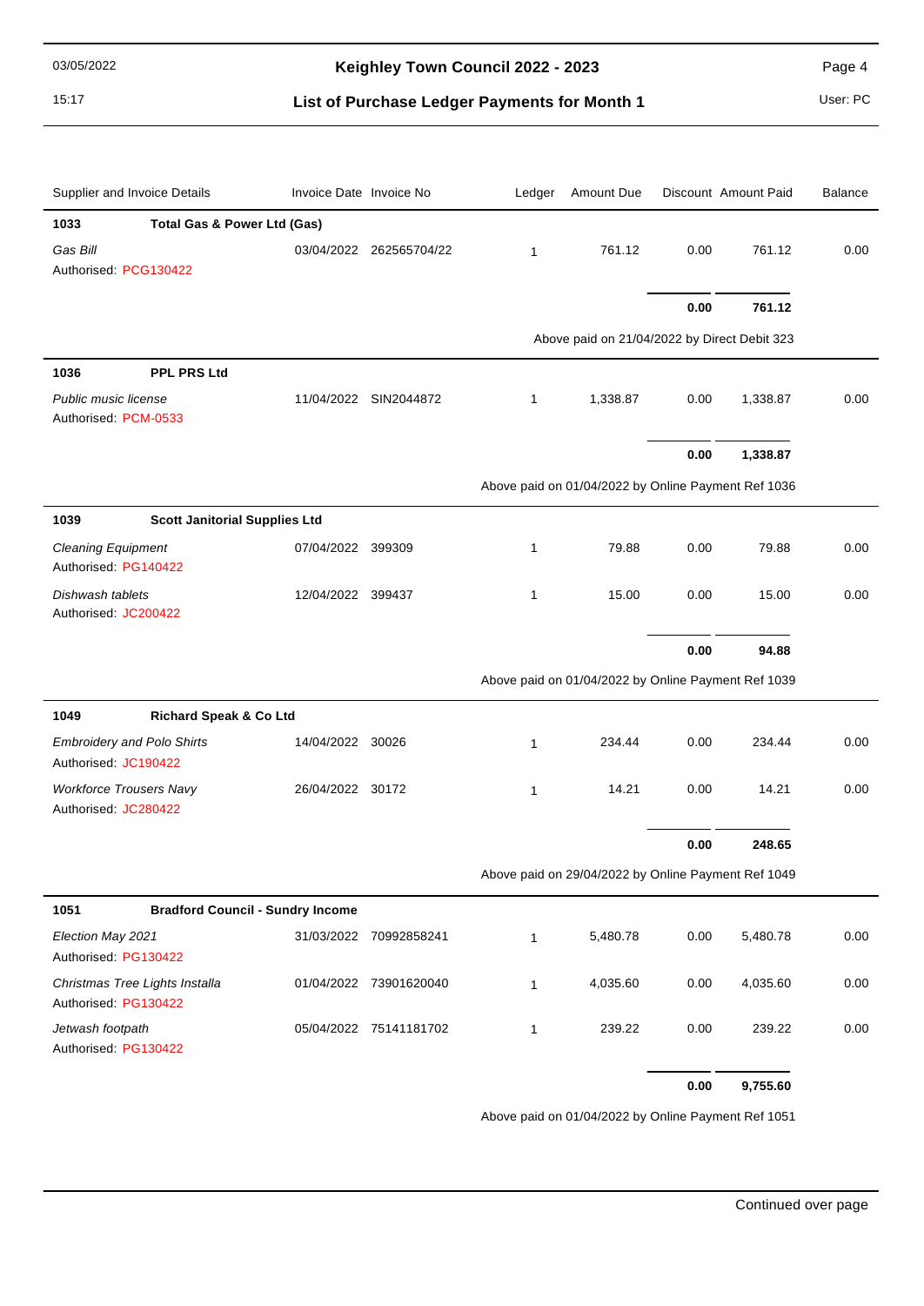# Keighley Town Council 2022 - 2023

## List of Purchase Ledger Payments for Month 1

03/05/2022 15:17 — User: PC

| Supplier and Invoice Details | Invoice Date | Invoice No | Ledger | Amount Due | Discount | Amount Paid | Balance |
|---|---|---|---|---|---|---|---|
| **1033 Total Gas & Power Ltd (Gas)** | | | | | | | |
| *Gas Bill* Authorised: PCG130422 | 03/04/2022 | 262565704/22 | 1 | 761.12 | 0.00 | 761.12 | 0.00 |
| | | | | | **0.00** | **761.12** | |
| Above paid on 21/04/2022 by Direct Debit 323 | | | | | | | |
| **1036 PPL PRS Ltd** | | | | | | | |
| *Public music license* Authorised: PCM-0533 | 11/04/2022 | SIN2044872 | 1 | 1,338.87 | 0.00 | 1,338.87 | 0.00 |
| | | | | | **0.00** | **1,338.87** | |
| Above paid on 01/04/2022 by Online Payment Ref 1036 | | | | | | | |
| **1039 Scott Janitorial Supplies Ltd** | | | | | | | |
| *Cleaning Equipment* Authorised: PG140422 | 07/04/2022 | 399309 | 1 | 79.88 | 0.00 | 79.88 | 0.00 |
| *Dishwash tablets* Authorised: JC200422 | 12/04/2022 | 399437 | 1 | 15.00 | 0.00 | 15.00 | 0.00 |
| | | | | | **0.00** | **94.88** | |
| Above paid on 01/04/2022 by Online Payment Ref 1039 | | | | | | | |
| **1049 Richard Speak & Co Ltd** | | | | | | | |
| *Embroidery and Polo Shirts* Authorised: JC190422 | 14/04/2022 | 30026 | 1 | 234.44 | 0.00 | 234.44 | 0.00 |
| *Workforce Trousers Navy* Authorised: JC280422 | 26/04/2022 | 30172 | 1 | 14.21 | 0.00 | 14.21 | 0.00 |
| | | | | | **0.00** | **248.65** | |
| Above paid on 29/04/2022 by Online Payment Ref 1049 | | | | | | | |
| **1051 Bradford Council - Sundry Income** | | | | | | | |
| *Election May 2021* Authorised: PG130422 | 31/03/2022 | 70992858241 | 1 | 5,480.78 | 0.00 | 5,480.78 | 0.00 |
| *Christmas Tree Lights Installa* Authorised: PG130422 | 01/04/2022 | 73901620040 | 1 | 4,035.60 | 0.00 | 4,035.60 | 0.00 |
| *Jetwash footpath* Authorised: PG130422 | 05/04/2022 | 75141181702 | 1 | 239.22 | 0.00 | 239.22 | 0.00 |
| | | | | | **0.00** | **9,755.60** | |
| Above paid on 01/04/2022 by Online Payment Ref 1051 | | | | | | | |

Continued over page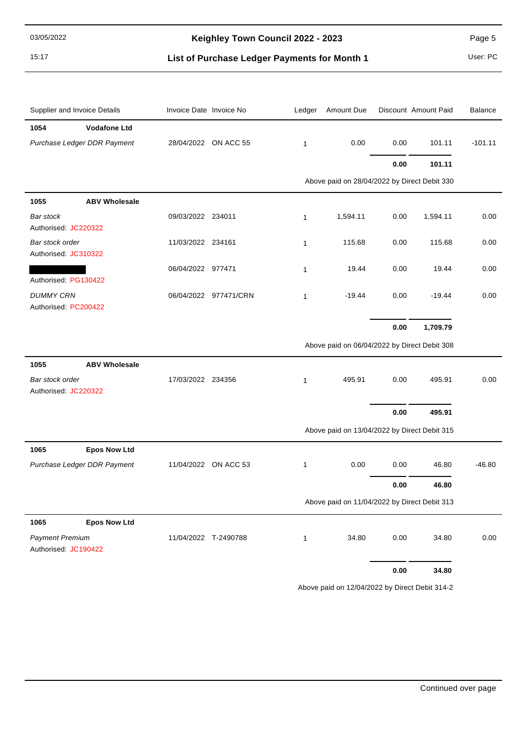# Keighley Town Council 2022 - 2023

## List of Purchase Ledger Payments for Month 1

03/05/2022 15:17 — User: PC

| Supplier and Invoice Details | Invoice Date | Invoice No | Ledger | Amount Due | Discount | Amount Paid | Balance |
|---|---|---|---|---|---|---|---|
| **1054** **Vodafone Ltd** | | | | | | | |
| *Purchase Ledger DDR Payment* | 28/04/2022 | ON ACC 55 | 1 | 0.00 | 0.00 | 101.11 | -101.11 |
| | | | | | **0.00** | **101.11** | |
| | | | Above paid on 28/04/2022 by Direct Debit 330 | | | | |
| **1055** **ABV Wholesale** | | | | | | | |
| *Bar stock* Authorised: JC220322 | 09/03/2022 | 234011 | 1 | 1,594.11 | 0.00 | 1,594.11 | 0.00 |
| *Bar stock order* Authorised: JC310322 | 11/03/2022 | 234161 | 1 | 115.68 | 0.00 | 115.68 | 0.00 |
| [redacted] Authorised: PG130422 | 06/04/2022 | 977471 | 1 | 19.44 | 0.00 | 19.44 | 0.00 |
| *DUMMY CRN* Authorised: PC200422 | 06/04/2022 | 977471/CRN | 1 | -19.44 | 0.00 | -19.44 | 0.00 |
| | | | | | **0.00** | **1,709.79** | |
| | | | Above paid on 06/04/2022 by Direct Debit 308 | | | | |
| **1055** **ABV Wholesale** | | | | | | | |
| *Bar stock order* Authorised: JC220322 | 17/03/2022 | 234356 | 1 | 495.91 | 0.00 | 495.91 | 0.00 |
| | | | | | **0.00** | **495.91** | |
| | | | Above paid on 13/04/2022 by Direct Debit 315 | | | | |
| **1065** **Epos Now Ltd** | | | | | | | |
| *Purchase Ledger DDR Payment* | 11/04/2022 | ON ACC 53 | 1 | 0.00 | 0.00 | 46.80 | -46.80 |
| | | | | | **0.00** | **46.80** | |
| | | | Above paid on 11/04/2022 by Direct Debit 313 | | | | |
| **1065** **Epos Now Ltd** | | | | | | | |
| *Payment Premium* Authorised: JC190422 | 11/04/2022 | T-2490788 | 1 | 34.80 | 0.00 | 34.80 | 0.00 |
| | | | | | **0.00** | **34.80** | |
| | | | Above paid on 12/04/2022 by Direct Debit 314-2 | | | | |

Continued over page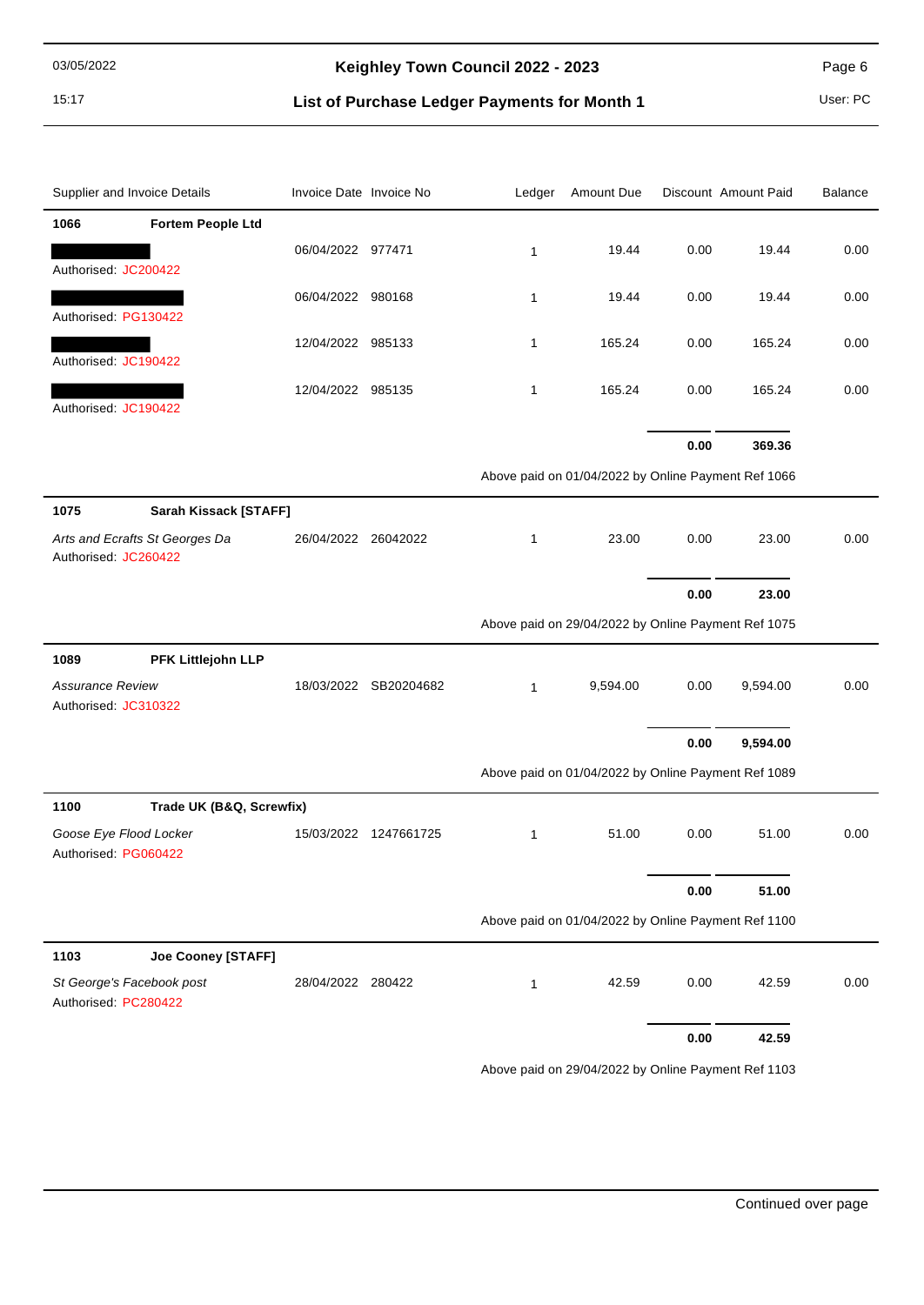# Keighley Town Council 2022 - 2023

## List of Purchase Ledger Payments for Month 1

03/05/2022 15:17 — User: PC

| Supplier and Invoice Details | Invoice Date | Invoice No | Ledger | Amount Due | Discount | Amount Paid | Balance |
|---|---|---|---|---|---|---|---|
| **1066 Fortem People Ltd** | | | | | | | |
| [REDACTED] Authorised: JC200422 | 06/04/2022 | 977471 | 1 | 19.44 | 0.00 | 19.44 | 0.00 |
| [REDACTED] Authorised: PG130422 | 06/04/2022 | 980168 | 1 | 19.44 | 0.00 | 19.44 | 0.00 |
| [REDACTED] Authorised: JC190422 | 12/04/2022 | 985133 | 1 | 165.24 | 0.00 | 165.24 | 0.00 |
| [REDACTED] Authorised: JC190422 | 12/04/2022 | 985135 | 1 | 165.24 | 0.00 | 165.24 | 0.00 |
| | | | | | **0.00** | **369.36** | |
| | | | Above paid on 01/04/2022 by Online Payment Ref 1066 | | | | |
| **1075 Sarah Kissack [STAFF]** | | | | | | | |
| *Arts and Ecrafts St Georges Da* Authorised: JC260422 | 26/04/2022 | 26042022 | 1 | 23.00 | 0.00 | 23.00 | 0.00 |
| | | | | | **0.00** | **23.00** | |
| | | | Above paid on 29/04/2022 by Online Payment Ref 1075 | | | | |
| **1089 PFK Littlejohn LLP** | | | | | | | |
| *Assurance Review* Authorised: JC310322 | 18/03/2022 | SB20204682 | 1 | 9,594.00 | 0.00 | 9,594.00 | 0.00 |
| | | | | | **0.00** | **9,594.00** | |
| | | | Above paid on 01/04/2022 by Online Payment Ref 1089 | | | | |
| **1100 Trade UK (B&Q, Screwfix)** | | | | | | | |
| *Goose Eye Flood Locker* Authorised: PG060422 | 15/03/2022 | 1247661725 | 1 | 51.00 | 0.00 | 51.00 | 0.00 |
| | | | | | **0.00** | **51.00** | |
| | | | Above paid on 01/04/2022 by Online Payment Ref 1100 | | | | |
| **1103 Joe Cooney [STAFF]** | | | | | | | |
| *St George's Facebook post* Authorised: PC280422 | 28/04/2022 | 280422 | 1 | 42.59 | 0.00 | 42.59 | 0.00 |
| | | | | | **0.00** | **42.59** | |
| | | | Above paid on 29/04/2022 by Online Payment Ref 1103 | | | | |

Continued over page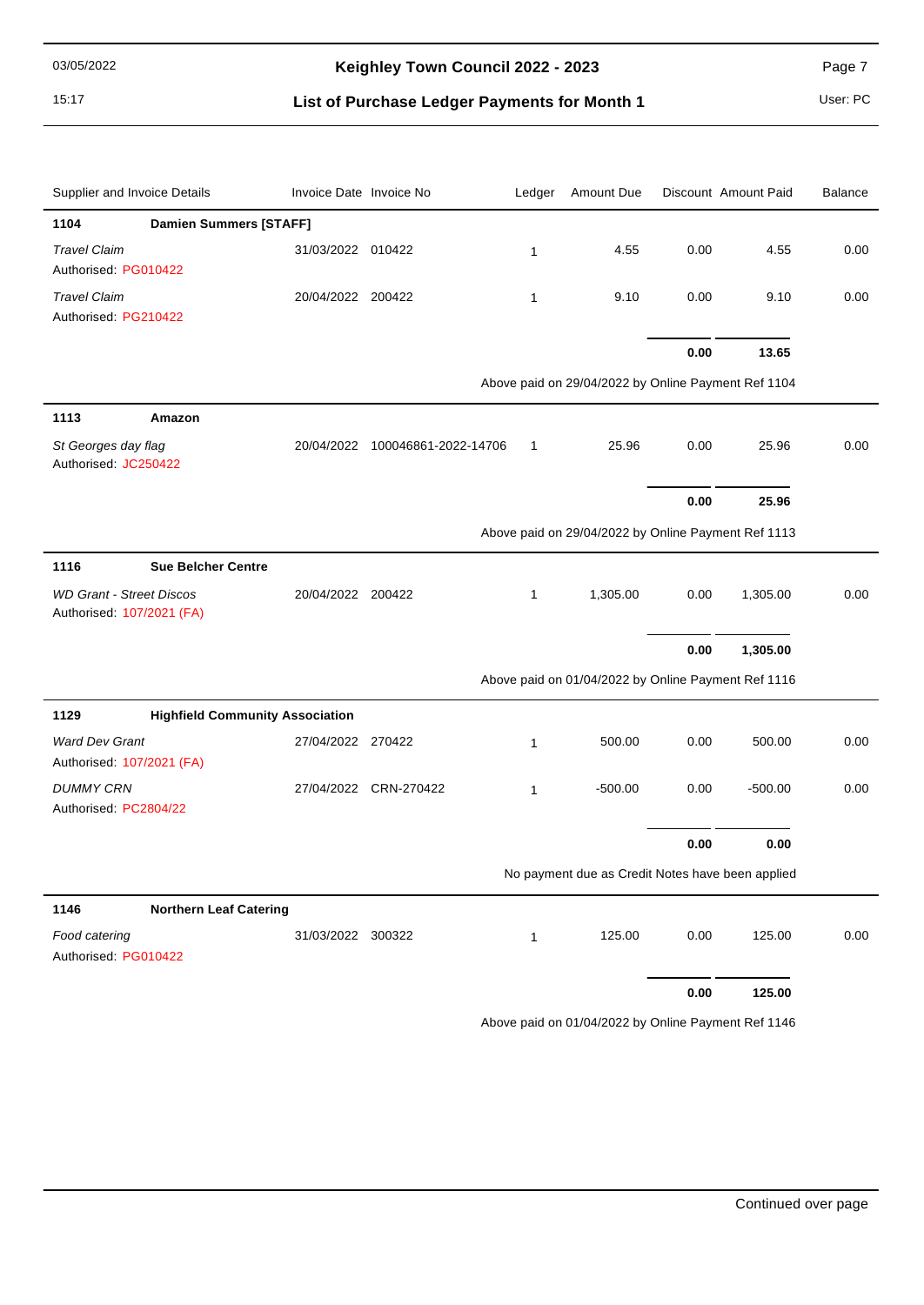# Keighley Town Council 2022 - 2023

## List of Purchase Ledger Payments for Month 1

03/05/2022 15:17 — User: PC

| Supplier and Invoice Details | Invoice Date | Invoice No | Ledger | Amount Due | Discount | Amount Paid | Balance |
|---|---|---|---|---|---|---|---|
| **1104 Damien Summers [STAFF]** | | | | | | | |
| *Travel Claim* Authorised: PG010422 | 31/03/2022 | 010422 | 1 | 4.55 | 0.00 | 4.55 | 0.00 |
| *Travel Claim* Authorised: PG210422 | 20/04/2022 | 200422 | 1 | 9.10 | 0.00 | 9.10 | 0.00 |
| | | | | | **0.00** | **13.65** | |
| Above paid on 29/04/2022 by Online Payment Ref 1104 | | | | | | | |
| **1113 Amazon** | | | | | | | |
| *St Georges day flag* Authorised: JC250422 | 20/04/2022 | 100046861-2022-14706 | 1 | 25.96 | 0.00 | 25.96 | 0.00 |
| | | | | | **0.00** | **25.96** | |
| Above paid on 29/04/2022 by Online Payment Ref 1113 | | | | | | | |
| **1116 Sue Belcher Centre** | | | | | | | |
| *WD Grant - Street Discos* Authorised: 107/2021 (FA) | 20/04/2022 | 200422 | 1 | 1,305.00 | 0.00 | 1,305.00 | 0.00 |
| | | | | | **0.00** | **1,305.00** | |
| Above paid on 01/04/2022 by Online Payment Ref 1116 | | | | | | | |
| **1129 Highfield Community Association** | | | | | | | |
| *Ward Dev Grant* Authorised: 107/2021 (FA) | 27/04/2022 | 270422 | 1 | 500.00 | 0.00 | 500.00 | 0.00 |
| *DUMMY CRN* Authorised: PC2804/22 | 27/04/2022 | CRN-270422 | 1 | -500.00 | 0.00 | -500.00 | 0.00 |
| | | | | | **0.00** | **0.00** | |
| No payment due as Credit Notes have been applied | | | | | | | |
| **1146 Northern Leaf Catering** | | | | | | | |
| *Food catering* Authorised: PG010422 | 31/03/2022 | 300322 | 1 | 125.00 | 0.00 | 125.00 | 0.00 |
| | | | | | **0.00** | **125.00** | |
| Above paid on 01/04/2022 by Online Payment Ref 1146 | | | | | | | |

Continued over page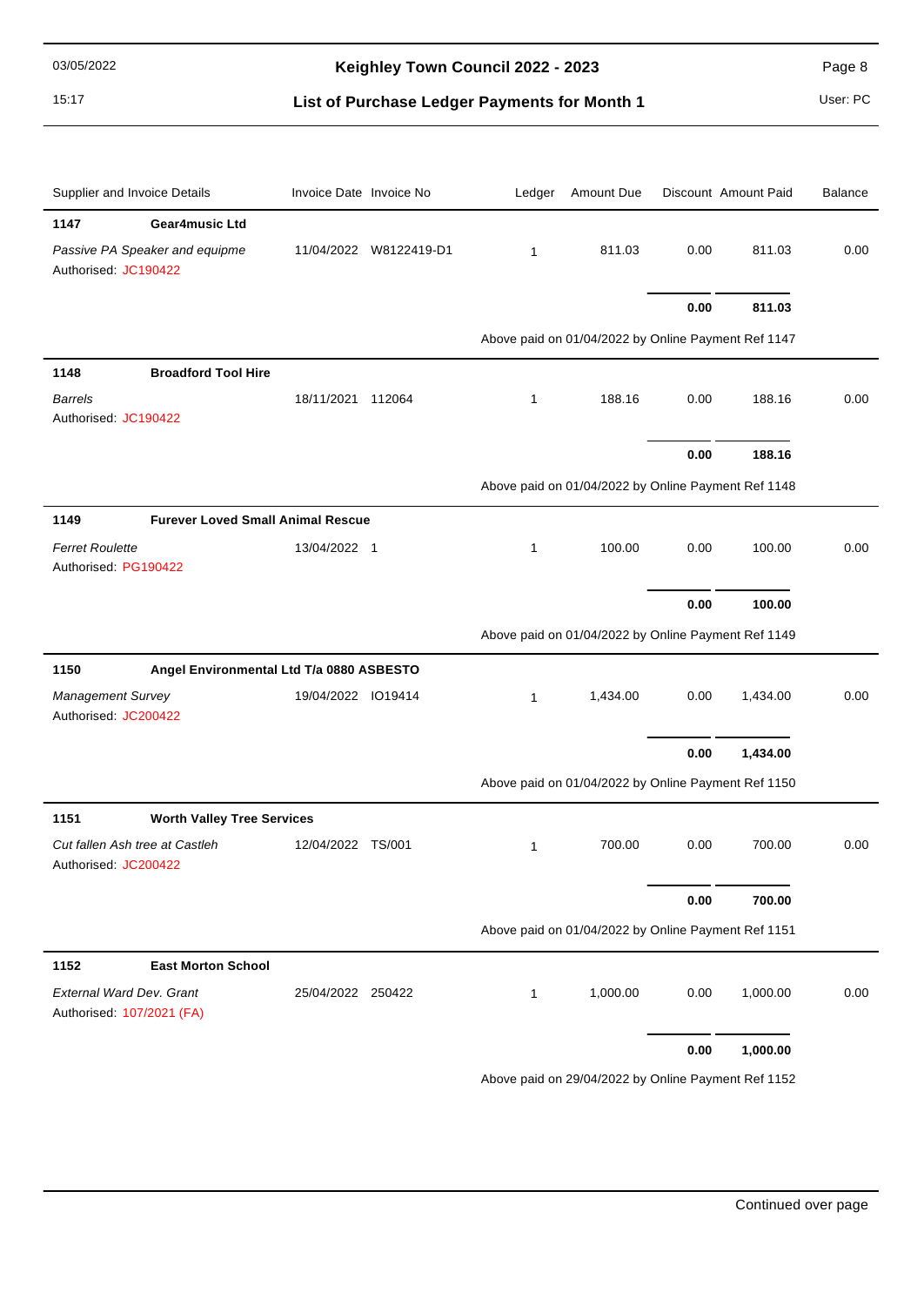| Supplier and Invoice Details | | Invoice Date | Invoice No | Ledger | Amount Due | Discount | Amount Paid | Balance |
|---|---|---|---|---|---|---|---|---|
| **1147** | **Gear4music Ltd** | | | | | | | |
| *Passive PA Speaker and equipme* Authorised: JC190422 | | 11/04/2022 | W8122419-D1 | 1 | 811.03 | 0.00 | 811.03 | 0.00 |
| | | | | | | **0.00** | **811.03** | |
| | | | | Above paid on 01/04/2022 by Online Payment Ref 1147 | | | | |
| **1148** | **Broadford Tool Hire** | | | | | | | |
| *Barrels* Authorised: JC190422 | | 18/11/2021 | 112064 | 1 | 188.16 | 0.00 | 188.16 | 0.00 |
| | | | | | | **0.00** | **188.16** | |
| | | | | Above paid on 01/04/2022 by Online Payment Ref 1148 | | | | |
| **1149** | **Furever Loved Small Animal Rescue** | | | | | | | |
| *Ferret Roulette* Authorised: PG190422 | | 13/04/2022 | 1 | 1 | 100.00 | 0.00 | 100.00 | 0.00 |
| | | | | | | **0.00** | **100.00** | |
| | | | | Above paid on 01/04/2022 by Online Payment Ref 1149 | | | | |
| **1150** | **Angel Environmental Ltd T/a 0880 ASBESTO** | | | | | | | |
| *Management Survey* Authorised: JC200422 | | 19/04/2022 | IO19414 | 1 | 1,434.00 | 0.00 | 1,434.00 | 0.00 |
| | | | | | | **0.00** | **1,434.00** | |
| | | | | Above paid on 01/04/2022 by Online Payment Ref 1150 | | | | |
| **1151** | **Worth Valley Tree Services** | | | | | | | |
| *Cut fallen Ash tree at Castleh* Authorised: JC200422 | | 12/04/2022 | TS/001 | 1 | 700.00 | 0.00 | 700.00 | 0.00 |
| | | | | | | **0.00** | **700.00** | |
| | | | | Above paid on 01/04/2022 by Online Payment Ref 1151 | | | | |
| **1152** | **East Morton School** | | | | | | | |
| *External Ward Dev. Grant* Authorised: 107/2021 (FA) | | 25/04/2022 | 250422 | 1 | 1,000.00 | 0.00 | 1,000.00 | 0.00 |
| | | | | | | **0.00** | **1,000.00** | |
| | | | | Above paid on 29/04/2022 by Online Payment Ref 1152 | | | | |

Continued over page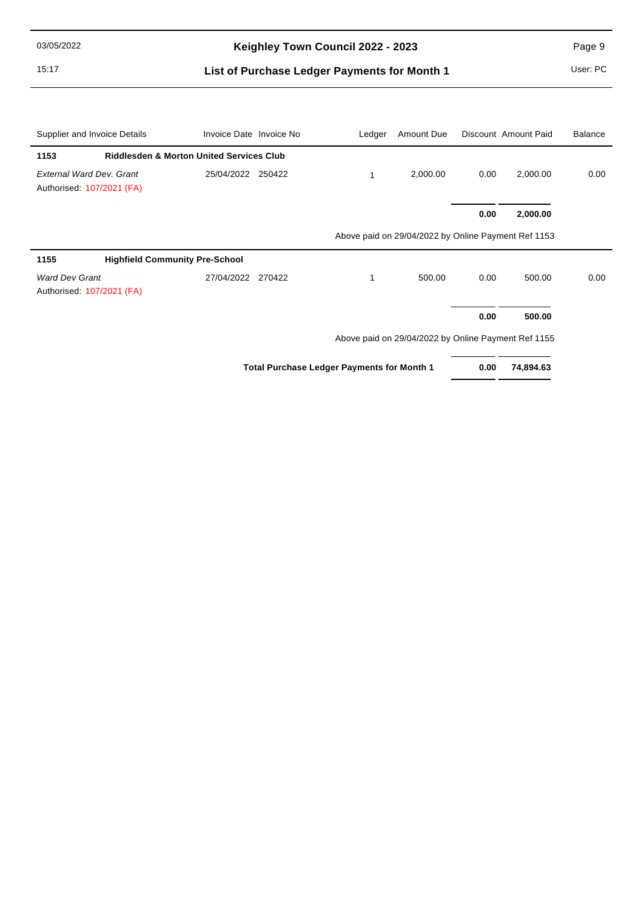| Supplier and Invoice Details | Invoice Date | Invoice No | Ledger | Amount Due | Discount | Amount Paid | Balance |
|---|---|---|---|---|---|---|---|
| **1153** **Riddlesden & Morton United Services Club** | | | | | | | |
| *External Ward Dev. Grant* Authorised: 107/2021 (FA) | 25/04/2022 | 250422 | 1 | 2,000.00 | 0.00 | 2,000.00 | 0.00 |
| | | | | | **0.00** | **2,000.00** | |
| | | | Above paid on 29/04/2022 by Online Payment Ref 1153 | | | | |
| **1155** **Highfield Community Pre-School** | | | | | | | |
| *Ward Dev Grant* Authorised: 107/2021 (FA) | 27/04/2022 | 270422 | 1 | 500.00 | 0.00 | 500.00 | 0.00 |
| | | | | | **0.00** | **500.00** | |
| | | | Above paid on 29/04/2022 by Online Payment Ref 1155 | | | | |
| | | **Total Purchase Ledger Payments for Month 1** | | | **0.00** | **74,894.63** | |